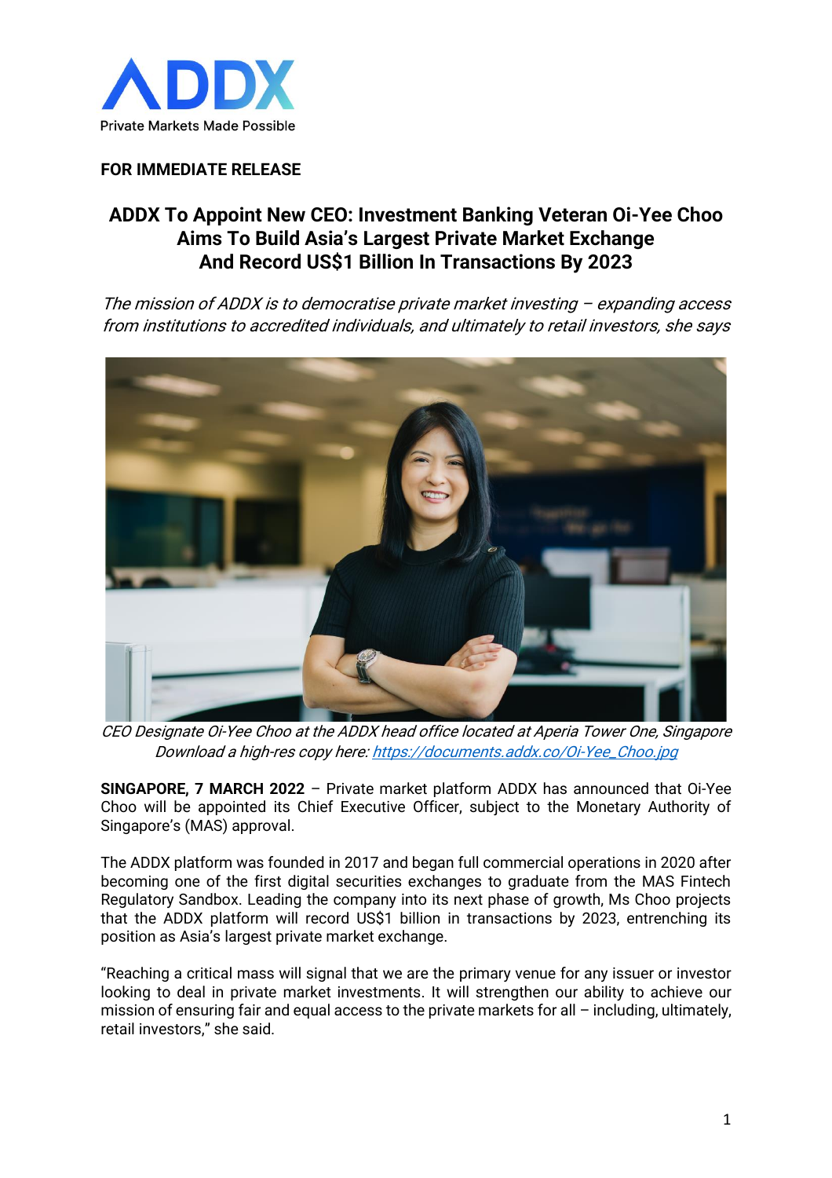**FOR IMMEDIATE RELEASE**

# ADDX To Appoint New CEO: Investment Banking Veteran Oi-Yee Choo Aims To Build Asia's Largest Private Market Exchange And Record US$1 Billion In Transactions By 2023

*The mission of ADDX is to democratise private market investing – expanding access from institutions to accredited individuals, and ultimately to retail investors, she says*

*CEO Designate Oi-Yee Choo at the ADDX head office located at Aperia Tower One, Singapore*
*Download a high-res copy here: https://documents.addx.co/Oi-Yee_Choo.jpg*

**SINGAPORE, 7 MARCH 2022** – Private market platform ADDX has announced that Oi-Yee Choo will be appointed its Chief Executive Officer, subject to the Monetary Authority of Singapore's (MAS) approval.

The ADDX platform was founded in 2017 and began full commercial operations in 2020 after becoming one of the first digital securities exchanges to graduate from the MAS Fintech Regulatory Sandbox. Leading the company into its next phase of growth, Ms Choo projects that the ADDX platform will record US$1 billion in transactions by 2023, entrenching its position as Asia's largest private market exchange.

"Reaching a critical mass will signal that we are the primary venue for any issuer or investor looking to deal in private market investments. It will strengthen our ability to achieve our mission of ensuring fair and equal access to the private markets for all – including, ultimately, retail investors," she said.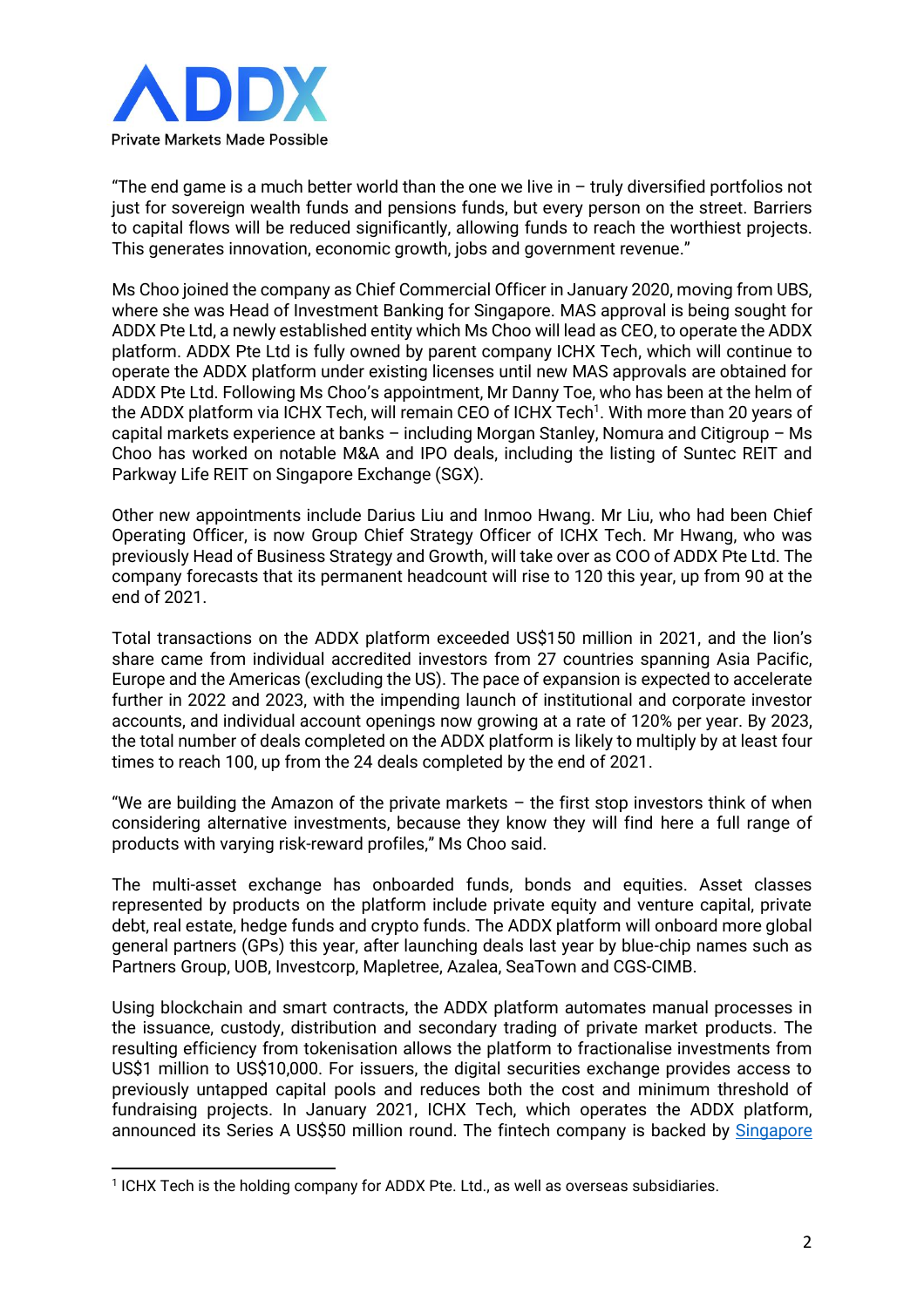"The end game is a much better world than the one we live in – truly diversified portfolios not just for sovereign wealth funds and pensions funds, but every person on the street. Barriers to capital flows will be reduced significantly, allowing funds to reach the worthiest projects. This generates innovation, economic growth, jobs and government revenue."

Ms Choo joined the company as Chief Commercial Officer in January 2020, moving from UBS, where she was Head of Investment Banking for Singapore. MAS approval is being sought for ADDX Pte Ltd, a newly established entity which Ms Choo will lead as CEO, to operate the ADDX platform. ADDX Pte Ltd is fully owned by parent company ICHX Tech, which will continue to operate the ADDX platform under existing licenses until new MAS approvals are obtained for ADDX Pte Ltd. Following Ms Choo's appointment, Mr Danny Toe, who has been at the helm of the ADDX platform via ICHX Tech, will remain CEO of ICHX Tech[1]. With more than 20 years of capital markets experience at banks – including Morgan Stanley, Nomura and Citigroup – Ms Choo has worked on notable M&A and IPO deals, including the listing of Suntec REIT and Parkway Life REIT on Singapore Exchange (SGX).

Other new appointments include Darius Liu and Inmoo Hwang. Mr Liu, who had been Chief Operating Officer, is now Group Chief Strategy Officer of ICHX Tech. Mr Hwang, who was previously Head of Business Strategy and Growth, will take over as COO of ADDX Pte Ltd. The company forecasts that its permanent headcount will rise to 120 this year, up from 90 at the end of 2021.

Total transactions on the ADDX platform exceeded US$150 million in 2021, and the lion's share came from individual accredited investors from 27 countries spanning Asia Pacific, Europe and the Americas (excluding the US). The pace of expansion is expected to accelerate further in 2022 and 2023, with the impending launch of institutional and corporate investor accounts, and individual account openings now growing at a rate of 120% per year. By 2023, the total number of deals completed on the ADDX platform is likely to multiply by at least four times to reach 100, up from the 24 deals completed by the end of 2021.

"We are building the Amazon of the private markets – the first stop investors think of when considering alternative investments, because they know they will find here a full range of products with varying risk-reward profiles," Ms Choo said.

The multi-asset exchange has onboarded funds, bonds and equities. Asset classes represented by products on the platform include private equity and venture capital, private debt, real estate, hedge funds and crypto funds. The ADDX platform will onboard more global general partners (GPs) this year, after launching deals last year by blue-chip names such as Partners Group, UOB, Investcorp, Mapletree, Azalea, SeaTown and CGS-CIMB.

Using blockchain and smart contracts, the ADDX platform automates manual processes in the issuance, custody, distribution and secondary trading of private market products. The resulting efficiency from tokenisation allows the platform to fractionalise investments from US$1 million to US$10,000. For issuers, the digital securities exchange provides access to previously untapped capital pools and reduces both the cost and minimum threshold of fundraising projects. In January 2021, ICHX Tech, which operates the ADDX platform, announced its Series A US$50 million round. The fintech company is backed by Singapore

---

[1] ICHX Tech is the holding company for ADDX Pte. Ltd., as well as overseas subsidiaries.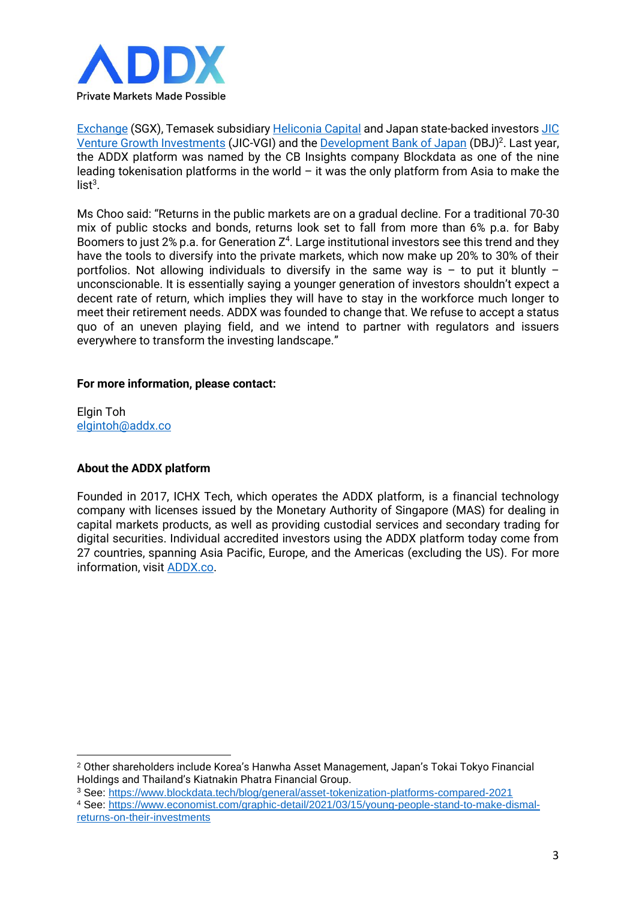Exchange (SGX), Temasek subsidiary Heliconia Capital and Japan state-backed investors JIC Venture Growth Investments (JIC-VGI) and the Development Bank of Japan (DBJ)[2]. Last year, the ADDX platform was named by the CB Insights company Blockdata as one of the nine leading tokenisation platforms in the world – it was the only platform from Asia to make the list[3].

Ms Choo said: "Returns in the public markets are on a gradual decline. For a traditional 70-30 mix of public stocks and bonds, returns look set to fall from more than 6% p.a. for Baby Boomers to just 2% p.a. for Generation Z[4]. Large institutional investors see this trend and they have the tools to diversify into the private markets, which now make up 20% to 30% of their portfolios. Not allowing individuals to diversify in the same way is – to put it bluntly – unconscionable. It is essentially saying a younger generation of investors shouldn't expect a decent rate of return, which implies they will have to stay in the workforce much longer to meet their retirement needs. ADDX was founded to change that. We refuse to accept a status quo of an uneven playing field, and we intend to partner with regulators and issuers everywhere to transform the investing landscape."

**For more information, please contact:**

Elgin Toh
elgintoh@addx.co

**About the ADDX platform**

Founded in 2017, ICHX Tech, which operates the ADDX platform, is a financial technology company with licenses issued by the Monetary Authority of Singapore (MAS) for dealing in capital markets products, as well as providing custodial services and secondary trading for digital securities. Individual accredited investors using the ADDX platform today come from 27 countries, spanning Asia Pacific, Europe, and the Americas (excluding the US). For more information, visit ADDX.co.

---

[2] Other shareholders include Korea's Hanwha Asset Management, Japan's Tokai Tokyo Financial Holdings and Thailand's Kiatnakin Phatra Financial Group.

[3] See: https://www.blockdata.tech/blog/general/asset-tokenization-platforms-compared-2021

[4] See: https://www.economist.com/graphic-detail/2021/03/15/young-people-stand-to-make-dismal-returns-on-their-investments